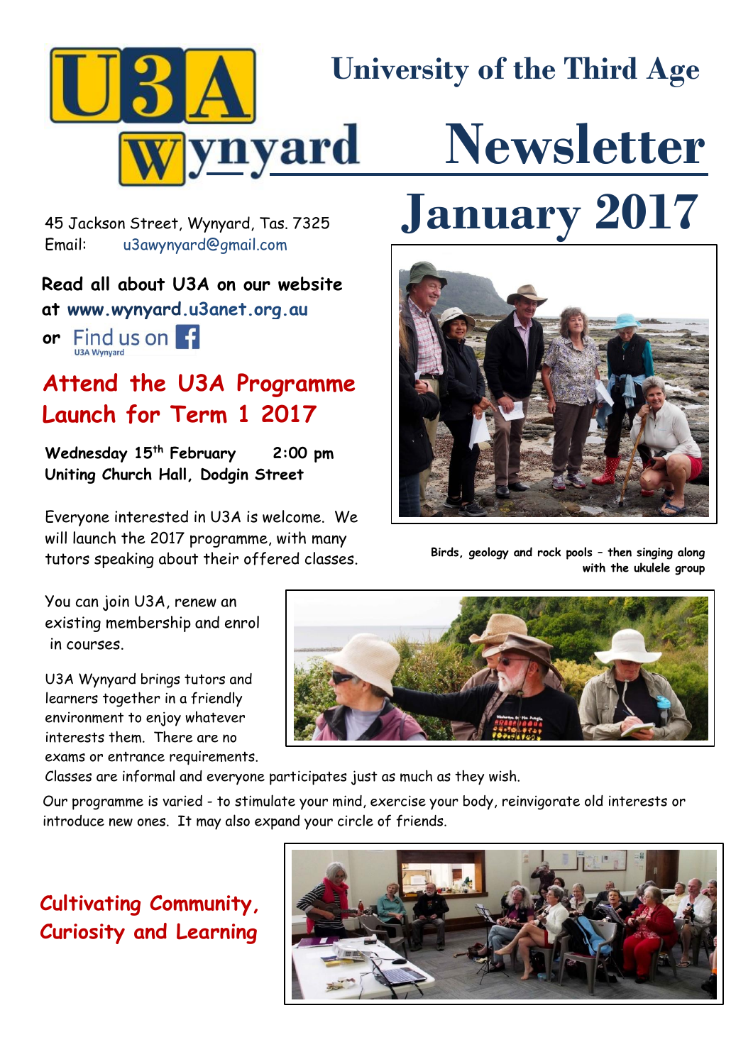# U3A Wynyard

## University of the Third Age

# Newsletter January 2017

45 Jackson Street, Wynyard, Tas. 7325
Email: u3awynyard@gmail.com

**Read all about U3A on our website at www.wynyard.u3anet.org.au**

**or** Find us on Facebook U3A Wynyard

## Attend the U3A Programme Launch for Term 1 2017

**Wednesday 15th February 2:00 pm**
**Uniting Church Hall, Dodgin Street**

Everyone interested in U3A is welcome. We will launch the 2017 programme, with many tutors speaking about their offered classes.

**Birds, geology and rock pools – then singing along with the ukulele group**

You can join U3A, renew an existing membership and enrol in courses.

U3A Wynyard brings tutors and learners together in a friendly environment to enjoy whatever interests them. There are no exams or entrance requirements. Classes are informal and everyone participates just as much as they wish.

Our programme is varied - to stimulate your mind, exercise your body, reinvigorate old interests or introduce new ones. It may also expand your circle of friends.

## Cultivating Community, Curiosity and Learning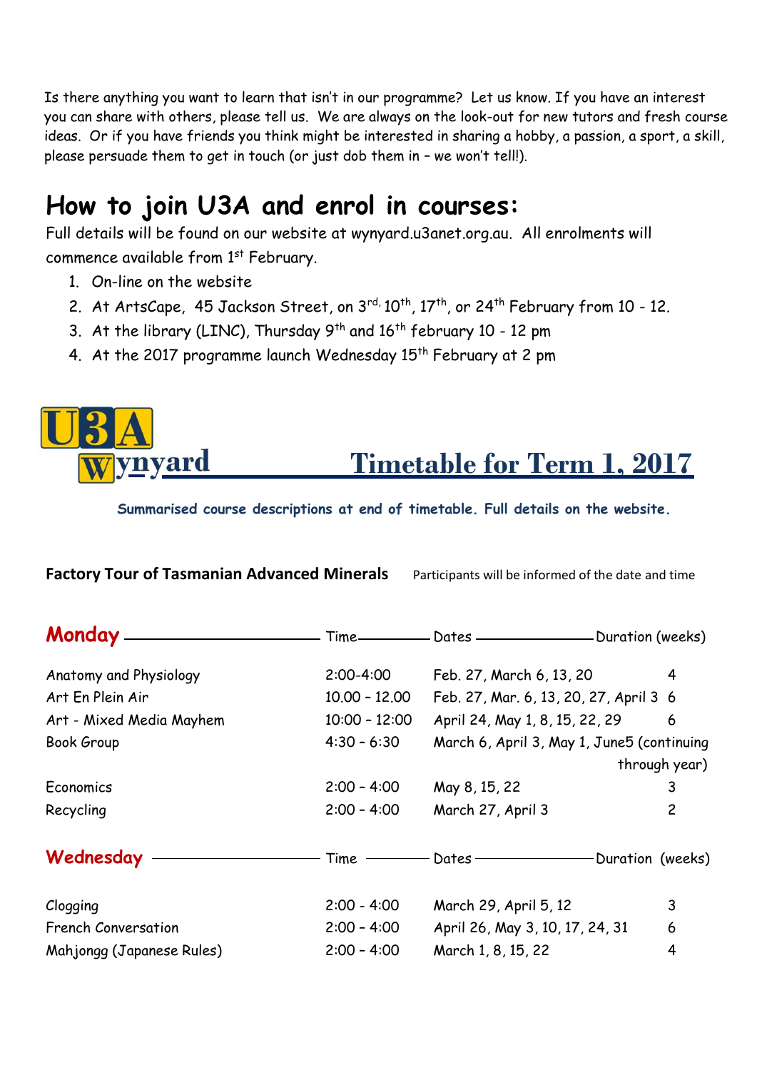Is there anything you want to learn that isn't in our programme? Let us know. If you have an interest you can share with others, please tell us. We are always on the look-out for new tutors and fresh course ideas. Or if you have friends you think might be interested in sharing a hobby, a passion, a sport, a skill, please persuade them to get in touch (or just dob them in – we won't tell!).

# How to join U3A and enrol in courses:

Full details will be found on our website at wynyard.u3anet.org.au. All enrolments will commence available from 1st February.

1. On-line on the website
2. At ArtsCape, 45 Jackson Street, on 3rd, 10th, 17th, or 24th February from 10 - 12.
3. At the library (LINC), Thursday 9th and 16th february 10 - 12 pm
4. At the 2017 programme launch Wednesday 15th February at 2 pm

## U3A Wynyard — Timetable for Term 1, 2017

**Summarised course descriptions at end of timetable. Full details on the website.**

**Factory Tour of Tasmanian Advanced Minerals** — Participants will be informed of the date and time

| Monday | Time | Dates | Duration (weeks) |
|---|---|---|---|
| Anatomy and Physiology | 2:00-4:00 | Feb. 27, March 6, 13, 20 | 4 |
| Art En Plein Air | 10.00 – 12.00 | Feb. 27, Mar. 6, 13, 20, 27, April 3 | 6 |
| Art - Mixed Media Mayhem | 10:00 – 12:00 | April 24, May 1, 8, 15, 22, 29 | 6 |
| Book Group | 4:30 – 6:30 | March 6, April 3, May 1, June5 (continuing through year) | |
| Economics | 2:00 – 4:00 | May 8, 15, 22 | 3 |
| Recycling | 2:00 – 4:00 | March 27, April 3 | 2 |

| Wednesday | Time | Dates | Duration (weeks) |
|---|---|---|---|
| Clogging | 2:00 - 4:00 | March 29, April 5, 12 | 3 |
| French Conversation | 2:00 – 4:00 | April 26, May 3, 10, 17, 24, 31 | 6 |
| Mahjongg (Japanese Rules) | 2:00 – 4:00 | March 1, 8, 15, 22 | 4 |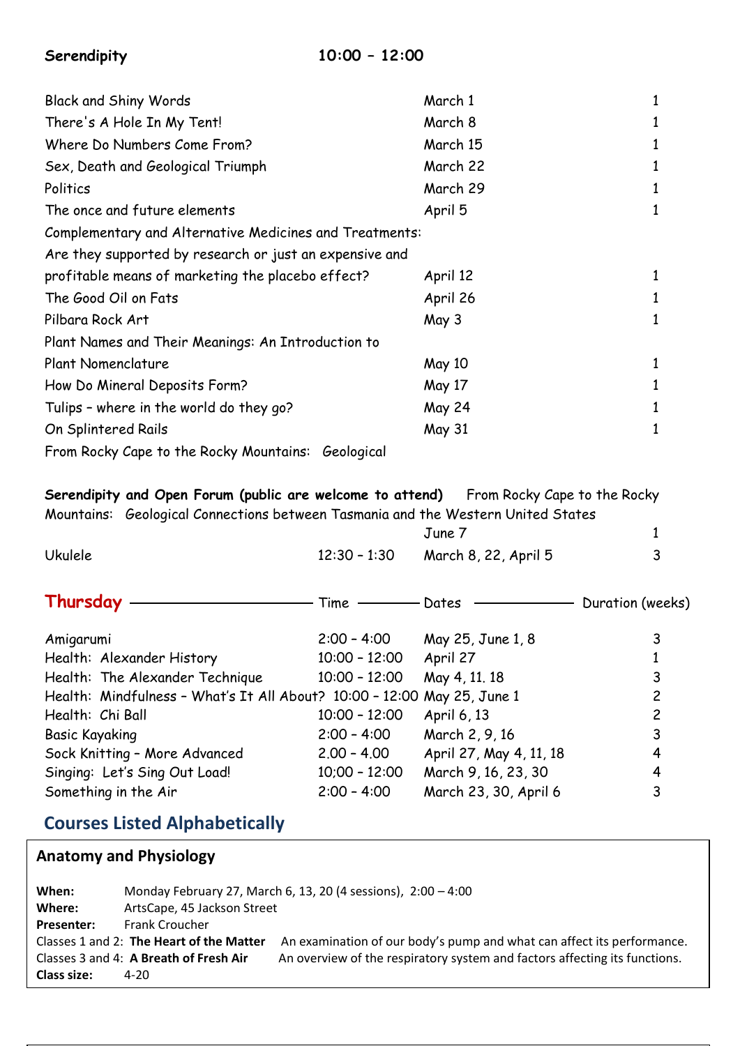**Serendipity** **10:00 – 12:00**

| | | |
|---|---|---|
| Black and Shiny Words | March 1 | 1 |
| There's A Hole In My Tent! | March 8 | 1 |
| Where Do Numbers Come From? | March 15 | 1 |
| Sex, Death and Geological Triumph | March 22 | 1 |
| Politics | March 29 | 1 |
| The once and future elements | April 5 | 1 |
| Complementary and Alternative Medicines and Treatments: Are they supported by research or just an expensive and profitable means of marketing the placebo effect? | April 12 | 1 |
| The Good Oil on Fats | April 26 | 1 |
| Pilbara Rock Art | May 3 | 1 |
| Plant Names and Their Meanings: An Introduction to Plant Nomenclature | May 10 | 1 |
| How Do Mineral Deposits Form? | May 17 | 1 |
| Tulips – where in the world do they go? | May 24 | 1 |
| On Splintered Rails | May 31 | 1 |
| From Rocky Cape to the Rocky Mountains: Geological | | |

**Serendipity and Open Forum (public are welcome to attend)** From Rocky Cape to the Rocky Mountains: Geological Connections between Tasmania and the Western United States

| | | | |
|---|---|---|---|
| | | June 7 | 1 |
| Ukulele | 12:30 – 1:30 | March 8, 22, April 5 | 3 |

## Thursday

| Thursday | Time | Dates | Duration (weeks) |
|---|---|---|---|
| Amigarumi | 2:00 – 4:00 | May 25, June 1, 8 | 3 |
| Health: Alexander History | 10:00 – 12:00 | April 27 | 1 |
| Health: The Alexander Technique | 10:00 – 12:00 | May 4, 11. 18 | 3 |
| Health: Mindfulness – What's It All About? | 10:00 – 12:00 | May 25, June 1 | 2 |
| Health: Chi Ball | 10:00 – 12:00 | April 6, 13 | 2 |
| Basic Kayaking | 2:00 – 4:00 | March 2, 9, 16 | 3 |
| Sock Knitting – More Advanced | 2.00 – 4.00 | April 27, May 4, 11, 18 | 4 |
| Singing: Let's Sing Out Load! | 10;00 – 12:00 | March 9, 16, 23, 30 | 4 |
| Something in the Air | 2:00 – 4:00 | March 23, 30, April 6 | 3 |

## Courses Listed Alphabetically

### Anatomy and Physiology

**When:** Monday February 27, March 6, 13, 20 (4 sessions), 2:00 – 4:00
**Where:** ArtsCape, 45 Jackson Street
**Presenter:** Frank Croucher
Classes 1 and 2: **The Heart of the Matter** An examination of our body's pump and what can affect its performance.
Classes 3 and 4: **A Breath of Fresh Air** An overview of the respiratory system and factors affecting its functions.
**Class size:** 4-20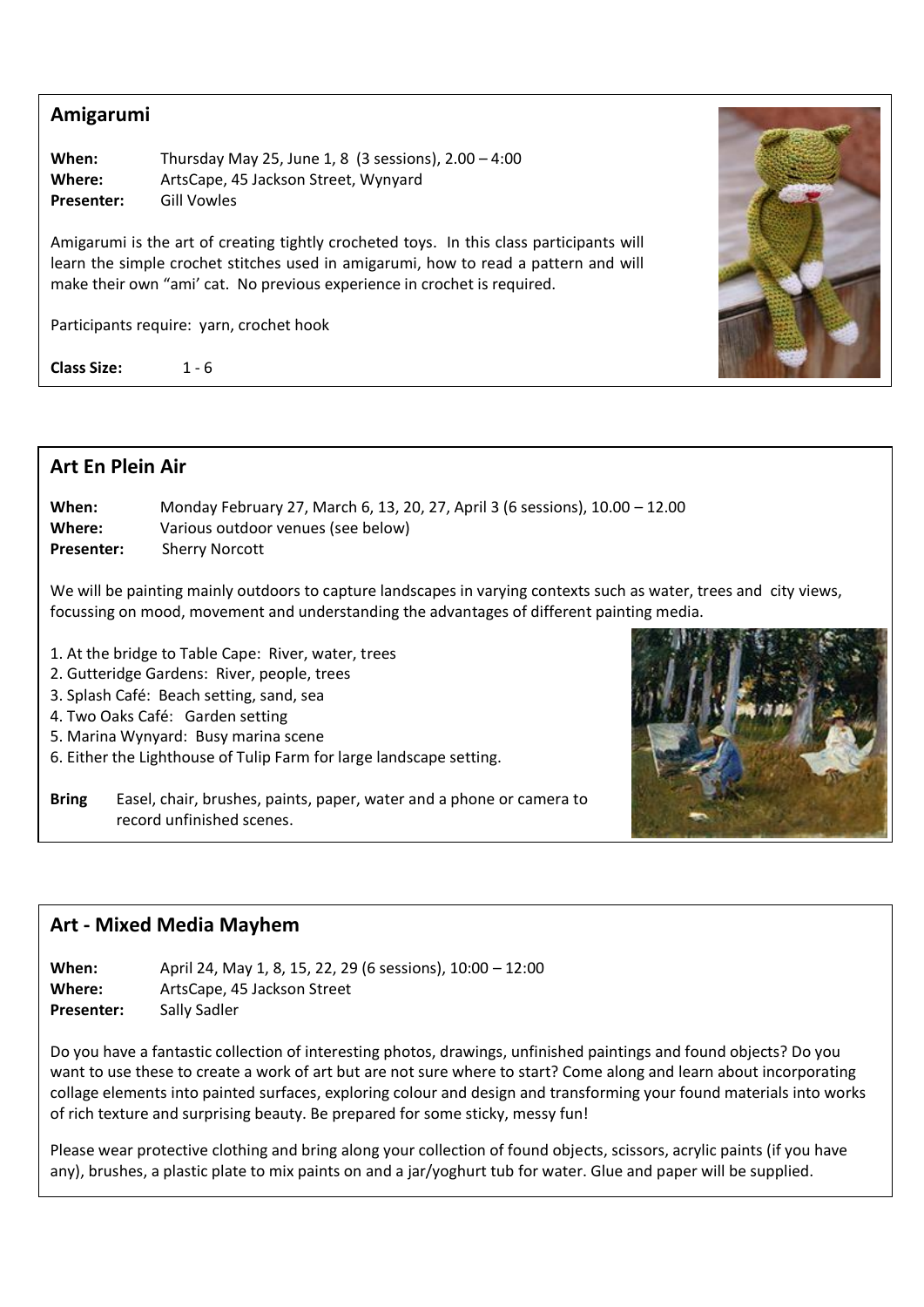## Amigarumi

**When:** Thursday May 25, June 1, 8 (3 sessions), 2.00 – 4:00
**Where:** ArtsCape, 45 Jackson Street, Wynyard
**Presenter:** Gill Vowles

Amigarumi is the art of creating tightly crocheted toys. In this class participants will learn the simple crochet stitches used in amigarumi, how to read a pattern and will make their own "ami' cat. No previous experience in crochet is required.

Participants require: yarn, crochet hook

**Class Size:** 1 - 6

## Art En Plein Air

**When:** Monday February 27, March 6, 13, 20, 27, April 3 (6 sessions), 10.00 – 12.00
**Where:** Various outdoor venues (see below)
**Presenter:** Sherry Norcott

We will be painting mainly outdoors to capture landscapes in varying contexts such as water, trees and city views, focussing on mood, movement and understanding the advantages of different painting media.

1. At the bridge to Table Cape: River, water, trees
2. Gutteridge Gardens: River, people, trees
3. Splash Café: Beach setting, sand, sea
4. Two Oaks Café: Garden setting
5. Marina Wynyard: Busy marina scene
6. Either the Lighthouse of Tulip Farm for large landscape setting.

**Bring** Easel, chair, brushes, paints, paper, water and a phone or camera to record unfinished scenes.

## Art - Mixed Media Mayhem

**When:** April 24, May 1, 8, 15, 22, 29 (6 sessions), 10:00 – 12:00
**Where:** ArtsCape, 45 Jackson Street
**Presenter:** Sally Sadler

Do you have a fantastic collection of interesting photos, drawings, unfinished paintings and found objects? Do you want to use these to create a work of art but are not sure where to start? Come along and learn about incorporating collage elements into painted surfaces, exploring colour and design and transforming your found materials into works of rich texture and surprising beauty. Be prepared for some sticky, messy fun!

Please wear protective clothing and bring along your collection of found objects, scissors, acrylic paints (if you have any), brushes, a plastic plate to mix paints on and a jar/yoghurt tub for water. Glue and paper will be supplied.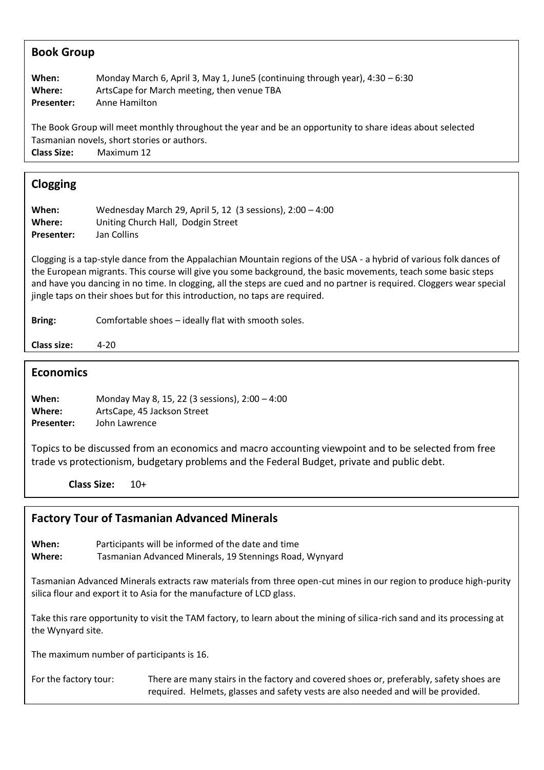## Book Group

**When:** Monday March 6, April 3, May 1, June5 (continuing through year), 4:30 – 6:30
**Where:** ArtsCape for March meeting, then venue TBA
**Presenter:** Anne Hamilton

The Book Group will meet monthly throughout the year and be an opportunity to share ideas about selected Tasmanian novels, short stories or authors.

**Class Size:** Maximum 12

## Clogging

**When:** Wednesday March 29, April 5, 12 (3 sessions), 2:00 – 4:00
**Where:** Uniting Church Hall, Dodgin Street
**Presenter:** Jan Collins

Clogging is a tap-style dance from the Appalachian Mountain regions of the USA - a hybrid of various folk dances of the European migrants. This course will give you some background, the basic movements, teach some basic steps and have you dancing in no time. In clogging, all the steps are cued and no partner is required. Cloggers wear special jingle taps on their shoes but for this introduction, no taps are required.

**Bring:** Comfortable shoes – ideally flat with smooth soles.

**Class size:** 4-20

## Economics

**When:** Monday May 8, 15, 22 (3 sessions), 2:00 – 4:00
**Where:** ArtsCape, 45 Jackson Street
**Presenter:** John Lawrence

Topics to be discussed from an economics and macro accounting viewpoint and to be selected from free trade vs protectionism, budgetary problems and the Federal Budget, private and public debt.

**Class Size:** 10+

## Factory Tour of Tasmanian Advanced Minerals

**When:** Participants will be informed of the date and time
**Where:** Tasmanian Advanced Minerals, 19 Stennings Road, Wynyard

Tasmanian Advanced Minerals extracts raw materials from three open-cut mines in our region to produce high-purity silica flour and export it to Asia for the manufacture of LCD glass.

Take this rare opportunity to visit the TAM factory, to learn about the mining of silica-rich sand and its processing at the Wynyard site.

The maximum number of participants is 16.

For the factory tour: There are many stairs in the factory and covered shoes or, preferably, safety shoes are required. Helmets, glasses and safety vests are also needed and will be provided.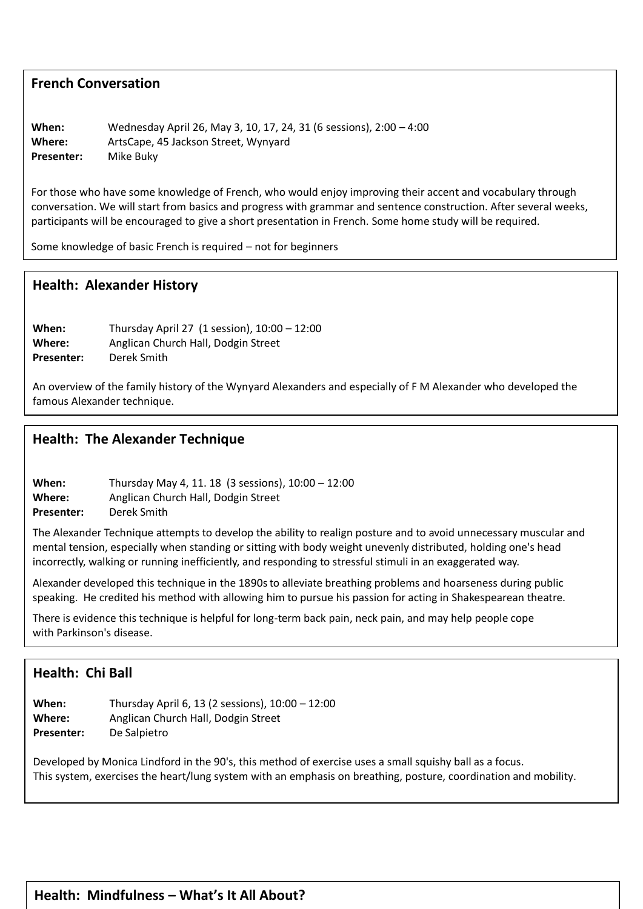## French Conversation

**When:** Wednesday April 26, May 3, 10, 17, 24, 31 (6 sessions), 2:00 – 4:00
**Where:** ArtsCape, 45 Jackson Street, Wynyard
**Presenter:** Mike Buky

For those who have some knowledge of French, who would enjoy improving their accent and vocabulary through conversation. We will start from basics and progress with grammar and sentence construction. After several weeks, participants will be encouraged to give a short presentation in French. Some home study will be required.

Some knowledge of basic French is required – not for beginners

## Health: Alexander History

**When:** Thursday April 27 (1 session), 10:00 – 12:00
**Where:** Anglican Church Hall, Dodgin Street
**Presenter:** Derek Smith

An overview of the family history of the Wynyard Alexanders and especially of F M Alexander who developed the famous Alexander technique.

## Health: The Alexander Technique

**When:** Thursday May 4, 11. 18 (3 sessions), 10:00 – 12:00
**Where:** Anglican Church Hall, Dodgin Street
**Presenter:** Derek Smith

The Alexander Technique attempts to develop the ability to realign posture and to avoid unnecessary muscular and mental tension, especially when standing or sitting with body weight unevenly distributed, holding one's head incorrectly, walking or running inefficiently, and responding to stressful stimuli in an exaggerated way.

Alexander developed this technique in the 1890s to alleviate breathing problems and hoarseness during public speaking. He credited his method with allowing him to pursue his passion for acting in Shakespearean theatre.

There is evidence this technique is helpful for long-term back pain, neck pain, and may help people cope with Parkinson's disease.

## Health: Chi Ball

**When:** Thursday April 6, 13 (2 sessions), 10:00 – 12:00
**Where:** Anglican Church Hall, Dodgin Street
**Presenter:** De Salpietro

Developed by Monica Lindford in the 90's, this method of exercise uses a small squishy ball as a focus.
This system, exercises the heart/lung system with an emphasis on breathing, posture, coordination and mobility.

## Health: Mindfulness – What's It All About?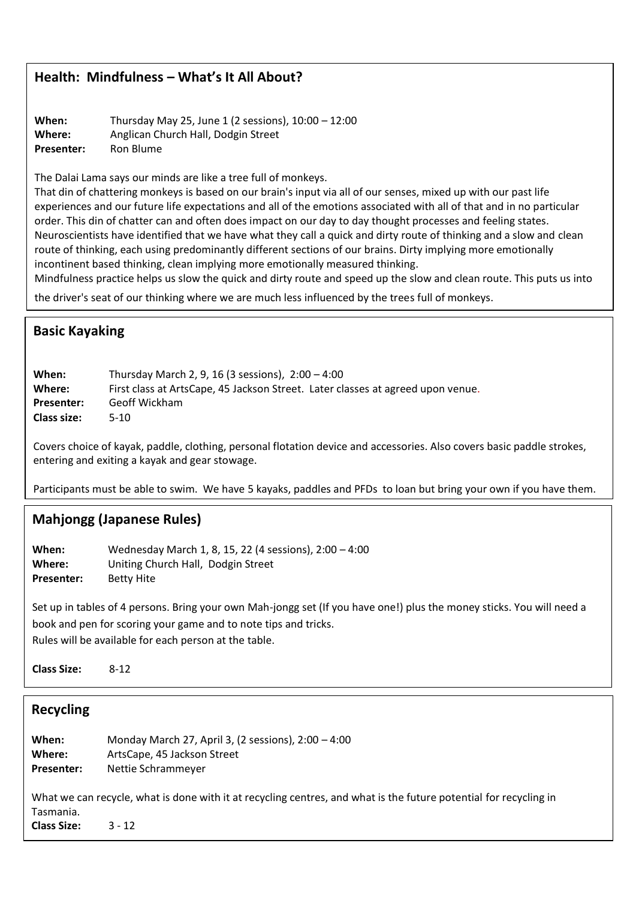## Health: Mindfulness – What's It All About?

**When:** Thursday May 25, June 1 (2 sessions), 10:00 – 12:00
**Where:** Anglican Church Hall, Dodgin Street
**Presenter:** Ron Blume

The Dalai Lama says our minds are like a tree full of monkeys.
That din of chattering monkeys is based on our brain's input via all of our senses, mixed up with our past life experiences and our future life expectations and all of the emotions associated with all of that and in no particular order. This din of chatter can and often does impact on our day to day thought processes and feeling states.
Neuroscientists have identified that we have what they call a quick and dirty route of thinking and a slow and clean route of thinking, each using predominantly different sections of our brains. Dirty implying more emotionally incontinent based thinking, clean implying more emotionally measured thinking.
Mindfulness practice helps us slow the quick and dirty route and speed up the slow and clean route. This puts us into the driver's seat of our thinking where we are much less influenced by the trees full of monkeys.

## Basic Kayaking

**When:** Thursday March 2, 9, 16 (3 sessions), 2:00 – 4:00
**Where:** First class at ArtsCape, 45 Jackson Street. Later classes at agreed upon venue.
**Presenter:** Geoff Wickham
**Class size:** 5-10

Covers choice of kayak, paddle, clothing, personal flotation device and accessories. Also covers basic paddle strokes, entering and exiting a kayak and gear stowage.

Participants must be able to swim. We have 5 kayaks, paddles and PFDs to loan but bring your own if you have them.

## Mahjongg (Japanese Rules)

**When:** Wednesday March 1, 8, 15, 22 (4 sessions), 2:00 – 4:00
**Where:** Uniting Church Hall, Dodgin Street
**Presenter:** Betty Hite

Set up in tables of 4 persons. Bring your own Mah-jongg set (If you have one!) plus the money sticks. You will need a book and pen for scoring your game and to note tips and tricks.
Rules will be available for each person at the table.

**Class Size:** 8-12

## Recycling

**When:** Monday March 27, April 3, (2 sessions), 2:00 – 4:00
**Where:** ArtsCape, 45 Jackson Street
**Presenter:** Nettie Schrammeyer

What we can recycle, what is done with it at recycling centres, and what is the future potential for recycling in Tasmania.
**Class Size:** 3 - 12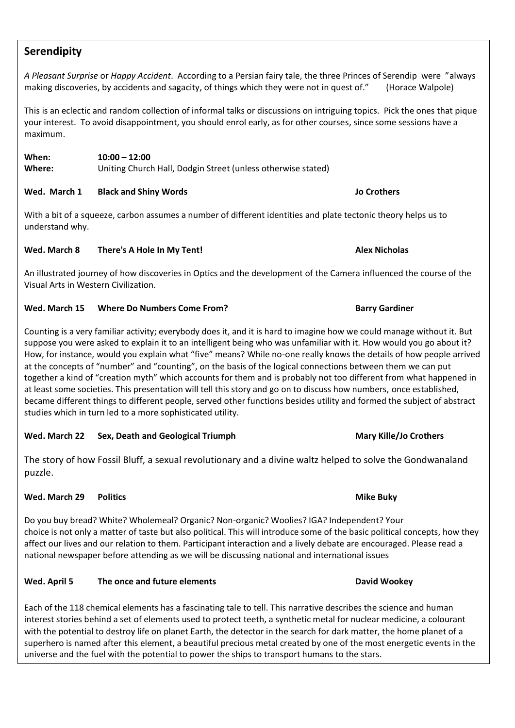## Serendipity

*A Pleasant Surprise* or *Happy Accident*. According to a Persian fairy tale, the three Princes of Serendip were "always making discoveries, by accidents and sagacity, of things which they were not in quest of." (Horace Walpole)

This is an eclectic and random collection of informal talks or discussions on intriguing topics. Pick the ones that pique your interest. To avoid disappointment, you should enrol early, as for other courses, since some sessions have a maximum.

**When:** **10:00 – 12:00**
**Where:** Uniting Church Hall, Dodgin Street (unless otherwise stated)

**Wed. March 1 Black and Shiny Words — Jo Crothers**

With a bit of a squeeze, carbon assumes a number of different identities and plate tectonic theory helps us to understand why.

**Wed. March 8 There's A Hole In My Tent! — Alex Nicholas**

An illustrated journey of how discoveries in Optics and the development of the Camera influenced the course of the Visual Arts in Western Civilization.

**Wed. March 15 Where Do Numbers Come From? — Barry Gardiner**

Counting is a very familiar activity; everybody does it, and it is hard to imagine how we could manage without it. But suppose you were asked to explain it to an intelligent being who was unfamiliar with it. How would you go about it? How, for instance, would you explain what "five" means? While no-one really knows the details of how people arrived at the concepts of "number" and "counting", on the basis of the logical connections between them we can put together a kind of "creation myth" which accounts for them and is probably not too different from what happened in at least some societies. This presentation will tell this story and go on to discuss how numbers, once established, became different things to different people, served other functions besides utility and formed the subject of abstract studies which in turn led to a more sophisticated utility.

**Wed. March 22 Sex, Death and Geological Triumph — Mary Kille/Jo Crothers**

The story of how Fossil Bluff, a sexual revolutionary and a divine waltz helped to solve the Gondwanaland puzzle.

**Wed. March 29 Politics — Mike Buky**

Do you buy bread? White? Wholemeal? Organic? Non-organic? Woolies? IGA? Independent? Your choice is not only a matter of taste but also political. This will introduce some of the basic political concepts, how they affect our lives and our relation to them. Participant interaction and a lively debate are encouraged. Please read a national newspaper before attending as we will be discussing national and international issues

**Wed. April 5 The once and future elements — David Wookey**

Each of the 118 chemical elements has a fascinating tale to tell. This narrative describes the science and human interest stories behind a set of elements used to protect teeth, a synthetic metal for nuclear medicine, a colourant with the potential to destroy life on planet Earth, the detector in the search for dark matter, the home planet of a superhero is named after this element, a beautiful precious metal created by one of the most energetic events in the universe and the fuel with the potential to power the ships to transport humans to the stars.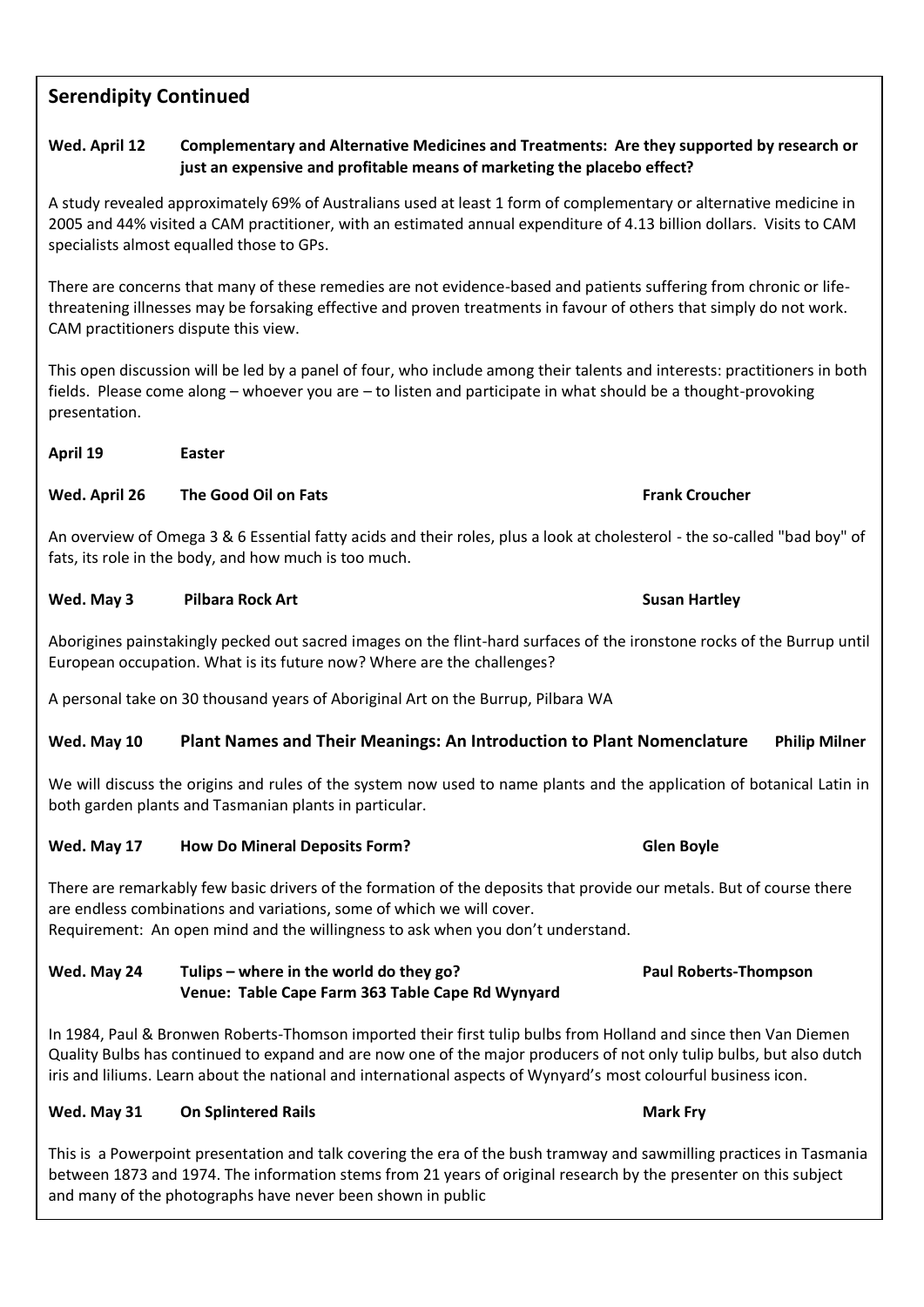## Serendipity Continued

**Wed. April 12 Complementary and Alternative Medicines and Treatments: Are they supported by research or just an expensive and profitable means of marketing the placebo effect?**

A study revealed approximately 69% of Australians used at least 1 form of complementary or alternative medicine in 2005 and 44% visited a CAM practitioner, with an estimated annual expenditure of 4.13 billion dollars. Visits to CAM specialists almost equalled those to GPs.

There are concerns that many of these remedies are not evidence-based and patients suffering from chronic or life-threatening illnesses may be forsaking effective and proven treatments in favour of others that simply do not work. CAM practitioners dispute this view.

This open discussion will be led by a panel of four, who include among their talents and interests: practitioners in both fields. Please come along – whoever you are – to listen and participate in what should be a thought-provoking presentation.

**April 19 Easter**

**Wed. April 26 The Good Oil on Fats — Frank Croucher**

An overview of Omega 3 & 6 Essential fatty acids and their roles, plus a look at cholesterol - the so-called "bad boy" of fats, its role in the body, and how much is too much.

**Wed. May 3 Pilbara Rock Art — Susan Hartley**

Aborigines painstakingly pecked out sacred images on the flint-hard surfaces of the ironstone rocks of the Burrup until European occupation. What is its future now? Where are the challenges?

A personal take on 30 thousand years of Aboriginal Art on the Burrup, Pilbara WA

**Wed. May 10 Plant Names and Their Meanings: An Introduction to Plant Nomenclature — Philip Milner**

We will discuss the origins and rules of the system now used to name plants and the application of botanical Latin in both garden plants and Tasmanian plants in particular.

**Wed. May 17 How Do Mineral Deposits Form? — Glen Boyle**

There are remarkably few basic drivers of the formation of the deposits that provide our metals. But of course there are endless combinations and variations, some of which we will cover.
Requirement: An open mind and the willingness to ask when you don't understand.

**Wed. May 24 Tulips – where in the world do they go? — Paul Roberts-Thompson**
**Venue: Table Cape Farm 363 Table Cape Rd Wynyard**

In 1984, Paul & Bronwen Roberts-Thomson imported their first tulip bulbs from Holland and since then Van Diemen Quality Bulbs has continued to expand and are now one of the major producers of not only tulip bulbs, but also dutch iris and liliums. Learn about the national and international aspects of Wynyard's most colourful business icon.

**Wed. May 31 On Splintered Rails — Mark Fry**

This is a Powerpoint presentation and talk covering the era of the bush tramway and sawmilling practices in Tasmania between 1873 and 1974. The information stems from 21 years of original research by the presenter on this subject and many of the photographs have never been shown in public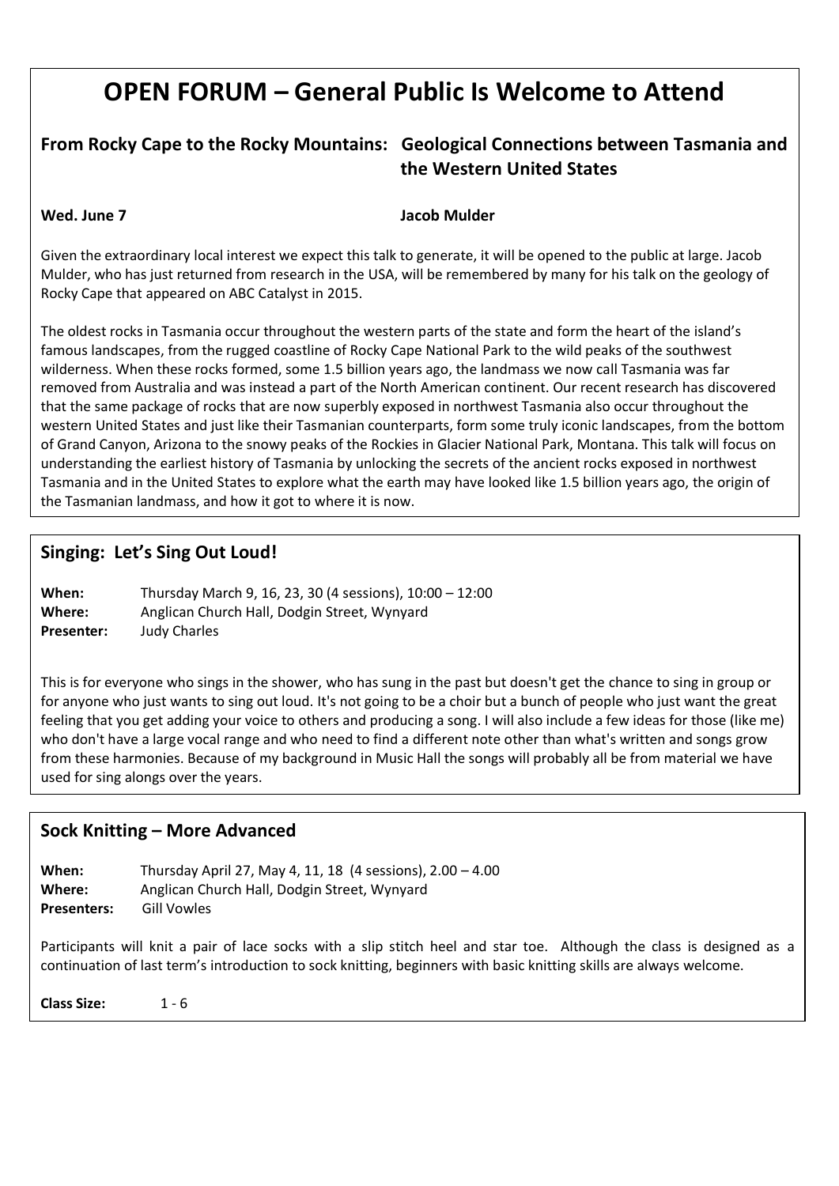# OPEN FORUM – General Public Is Welcome to Attend

## From Rocky Cape to the Rocky Mountains: Geological Connections between Tasmania and the Western United States

**Wed. June 7** **Jacob Mulder**

Given the extraordinary local interest we expect this talk to generate, it will be opened to the public at large. Jacob Mulder, who has just returned from research in the USA, will be remembered by many for his talk on the geology of Rocky Cape that appeared on ABC Catalyst in 2015.

The oldest rocks in Tasmania occur throughout the western parts of the state and form the heart of the island's famous landscapes, from the rugged coastline of Rocky Cape National Park to the wild peaks of the southwest wilderness. When these rocks formed, some 1.5 billion years ago, the landmass we now call Tasmania was far removed from Australia and was instead a part of the North American continent. Our recent research has discovered that the same package of rocks that are now superbly exposed in northwest Tasmania also occur throughout the western United States and just like their Tasmanian counterparts, form some truly iconic landscapes, from the bottom of Grand Canyon, Arizona to the snowy peaks of the Rockies in Glacier National Park, Montana. This talk will focus on understanding the earliest history of Tasmania by unlocking the secrets of the ancient rocks exposed in northwest Tasmania and in the United States to explore what the earth may have looked like 1.5 billion years ago, the origin of the Tasmanian landmass, and how it got to where it is now.

## Singing: Let's Sing Out Loud!

**When:** Thursday March 9, 16, 23, 30 (4 sessions), 10:00 – 12:00
**Where:** Anglican Church Hall, Dodgin Street, Wynyard
**Presenter:** Judy Charles

This is for everyone who sings in the shower, who has sung in the past but doesn't get the chance to sing in group or for anyone who just wants to sing out loud. It's not going to be a choir but a bunch of people who just want the great feeling that you get adding your voice to others and producing a song. I will also include a few ideas for those (like me) who don't have a large vocal range and who need to find a different note other than what's written and songs grow from these harmonies. Because of my background in Music Hall the songs will probably all be from material we have used for sing alongs over the years.

## Sock Knitting – More Advanced

**When:** Thursday April 27, May 4, 11, 18 (4 sessions), 2.00 – 4.00
**Where:** Anglican Church Hall, Dodgin Street, Wynyard
**Presenters:** Gill Vowles

Participants will knit a pair of lace socks with a slip stitch heel and star toe. Although the class is designed as a continuation of last term's introduction to sock knitting, beginners with basic knitting skills are always welcome.

**Class Size:** 1 - 6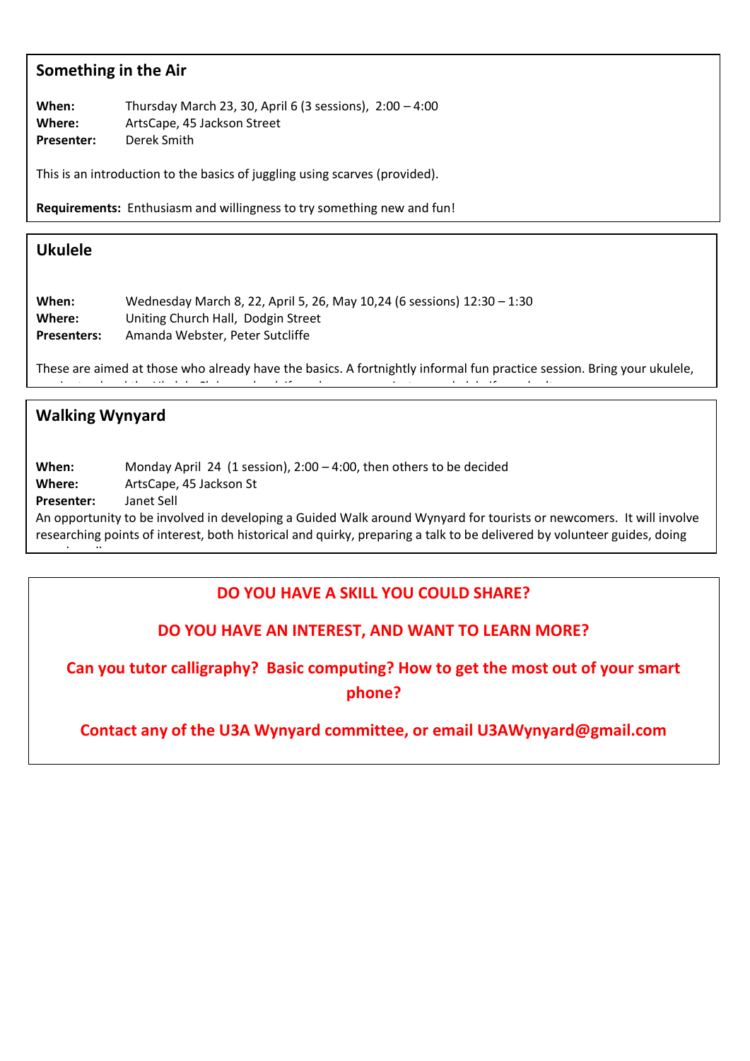## Something in the Air

**When:** Thursday March 23, 30, April 6 (3 sessions), 2:00 – 4:00
**Where:** ArtsCape, 45 Jackson Street
**Presenter:** Derek Smith

This is an introduction to the basics of juggling using scarves (provided).

**Requirements:** Enthusiasm and willingness to try something new and fun!

## Ukulele

**When:** Wednesday March 8, 22, April 5, 26, May 10,24 (6 sessions) 12:30 – 1:30
**Where:** Uniting Church Hall, Dodgin Street
**Presenters:** Amanda Webster, Peter Sutcliffe

These are aimed at those who already have the basics. A fortnightly informal fun practice session. Bring your ukulele,

## Walking Wynyard

**When:** Monday April 24 (1 session), 2:00 – 4:00, then others to be decided
**Where:** ArtsCape, 45 Jackson St
**Presenter:** Janet Sell

An opportunity to be involved in developing a Guided Walk around Wynyard for tourists or newcomers. It will involve researching points of interest, both historical and quirky, preparing a talk to be delivered by volunteer guides, doing

**DO YOU HAVE A SKILL YOU COULD SHARE?**

**DO YOU HAVE AN INTEREST, AND WANT TO LEARN MORE?**

**Can you tutor calligraphy? Basic computing? How to get the most out of your smart phone?**

**Contact any of the U3A Wynyard committee, or email U3AWynyard@gmail.com**